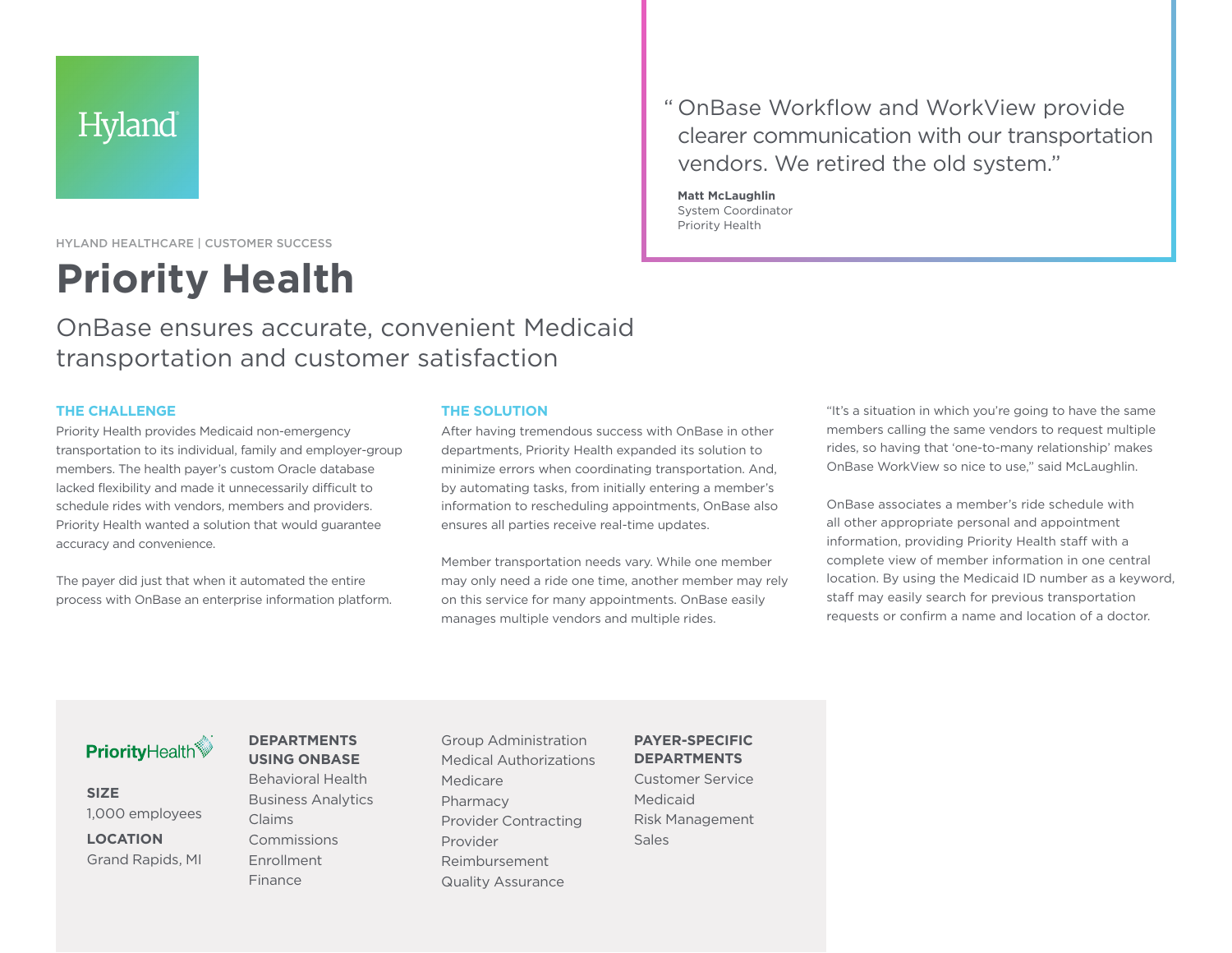Hyland

HYLAND HEALTHCARE | CUSTOMER SUCCESS

# Priority Health

## OnBase ensures accurate, convenient Medicaid transportation and customer satisfaction

> "OnBase Workflow and WorkView provide clearer communication with our transportation vendors. We retired the old system."
>
> **Matt McLaughlin**
> System Coordinator
> Priority Health

### THE CHALLENGE

Priority Health provides Medicaid non-emergency transportation to its individual, family and employer-group members. The health payer's custom Oracle database lacked flexibility and made it unnecessarily difficult to schedule rides with vendors, members and providers. Priority Health wanted a solution that would guarantee accuracy and convenience.

The payer did just that when it automated the entire process with OnBase an enterprise information platform.

### THE SOLUTION

After having tremendous success with OnBase in other departments, Priority Health expanded its solution to minimize errors when coordinating transportation. And, by automating tasks, from initially entering a member's information to rescheduling appointments, OnBase also ensures all parties receive real-time updates.

Member transportation needs vary. While one member may only need a ride one time, another member may rely on this service for many appointments. OnBase easily manages multiple vendors and multiple rides.

"It's a situation in which you're going to have the same members calling the same vendors to request multiple rides, so having that 'one-to-many relationship' makes OnBase WorkView so nice to use," said McLaughlin.

OnBase associates a member's ride schedule with all other appropriate personal and appointment information, providing Priority Health staff with a complete view of member information in one central location. By using the Medicaid ID number as a keyword, staff may easily search for previous transportation requests or confirm a name and location of a doctor.

PriorityHealth

**SIZE**
1,000 employees

**LOCATION**
Grand Rapids, MI

**DEPARTMENTS USING ONBASE**
- Behavioral Health
- Business Analytics
- Claims
- Commissions
- Enrollment
- Finance
- Group Administration
- Medical Authorizations
- Medicare
- Pharmacy
- Provider Contracting
- Provider Reimbursement
- Quality Assurance

**PAYER-SPECIFIC DEPARTMENTS**
- Customer Service
- Medicaid
- Risk Management
- Sales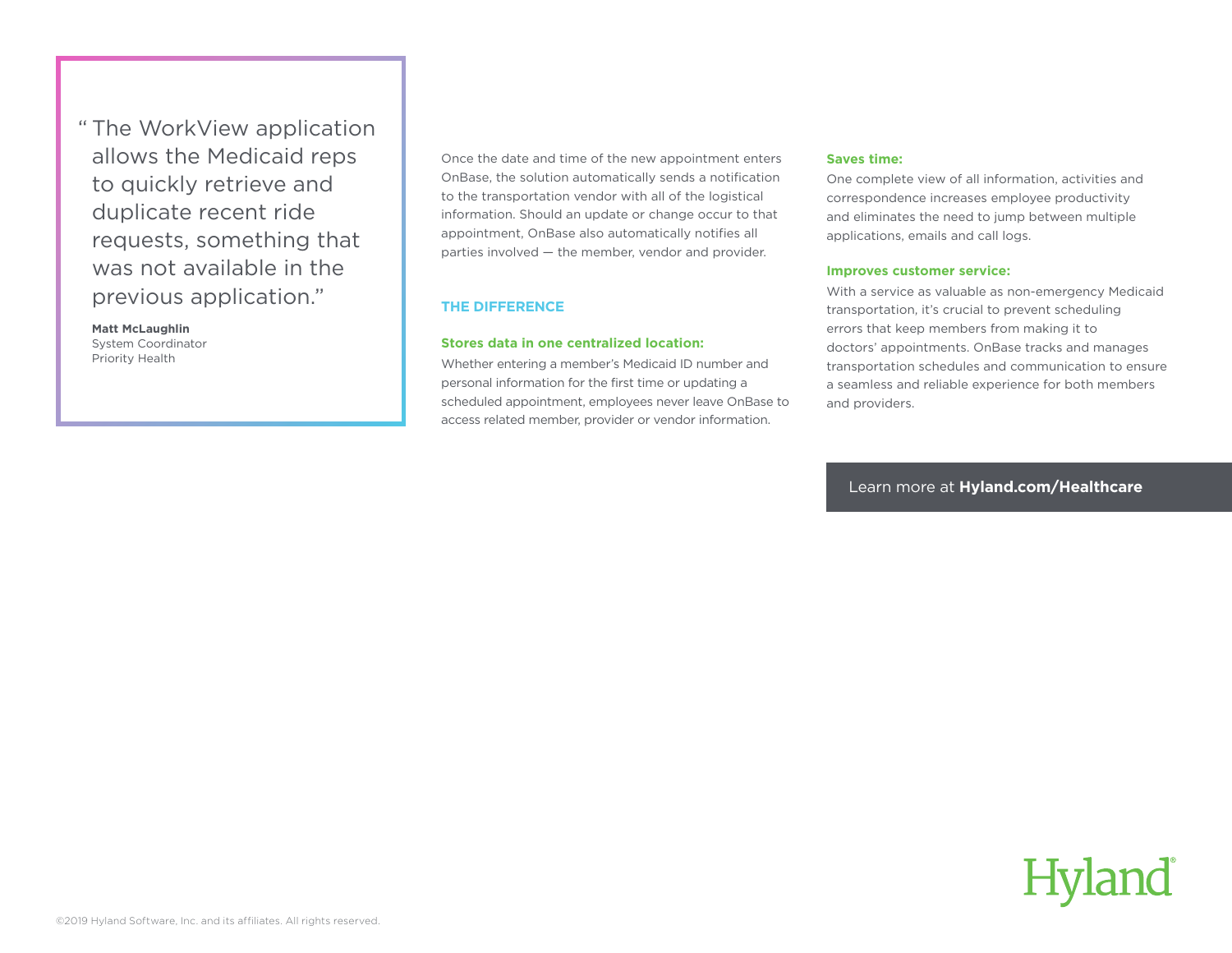> "The WorkView application allows the Medicaid reps to quickly retrieve and duplicate recent ride requests, something that was not available in the previous application."
>
> **Matt McLaughlin**
> System Coordinator
> Priority Health

Once the date and time of the new appointment enters OnBase, the solution automatically sends a notification to the transportation vendor with all of the logistical information. Should an update or change occur to that appointment, OnBase also automatically notifies all parties involved — the member, vendor and provider.

## THE DIFFERENCE

**Stores data in one centralized location:**
Whether entering a member's Medicaid ID number and personal information for the first time or updating a scheduled appointment, employees never leave OnBase to access related member, provider or vendor information.

**Saves time:**
One complete view of all information, activities and correspondence increases employee productivity and eliminates the need to jump between multiple applications, emails and call logs.

**Improves customer service:**
With a service as valuable as non-emergency Medicaid transportation, it's crucial to prevent scheduling errors that keep members from making it to doctors' appointments. OnBase tracks and manages transportation schedules and communication to ensure a seamless and reliable experience for both members and providers.

Learn more at **Hyland.com/Healthcare**

Hyland

©2019 Hyland Software, Inc. and its affiliates. All rights reserved.